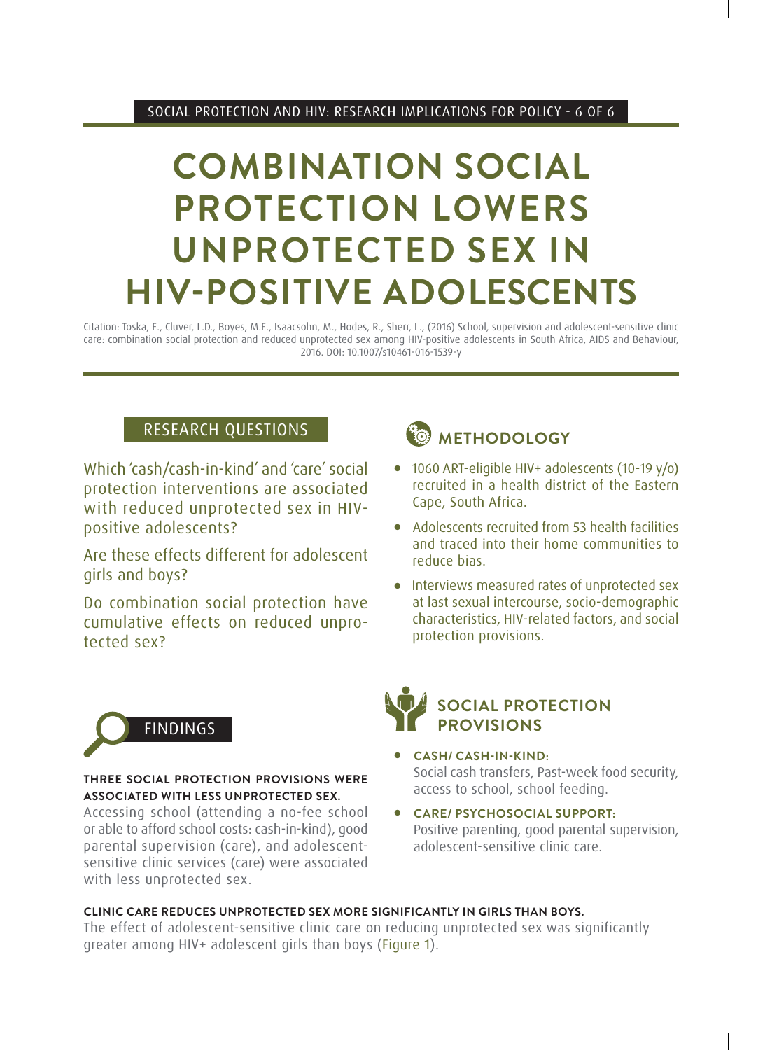SOCIAL PROTECTION AND HIV: RESEARCH IMPLICATIONS FOR POLICY - 6 OF 6

# COMBINATION SOCIAL PROTECTION LOWERS UNPROTECTED SEX IN HIV-POSITIVE ADOLESCENTS

Citation: Toska, E., Cluver, L.D., Boyes, M.E., Isaacsohn, M., Hodes, R., Sherr, L., (2016) School, supervision and adolescent-sensitive clinic care: combination social protection and reduced unprotected sex among HIV-positive adolescents in South Africa, AIDS and Behaviour, 2016. DOI: 10.1007/s10461-016-1539-y

## RESEARCH QUESTIONS

Which 'cash/cash-in-kind' and 'care' social protection interventions are associated with reduced unprotected sex in HIV-positive adolescents?

Are these effects different for adolescent girls and boys?

Do combination social protection have cumulative effects on reduced unprotected sex?

## METHODOLOGY

- 1060 ART-eligible HIV+ adolescents (10-19 y/o) recruited in a health district of the Eastern Cape, South Africa.
- Adolescents recruited from 53 health facilities and traced into their home communities to reduce bias.
- Interviews measured rates of unprotected sex at last sexual intercourse, socio-demographic characteristics, HIV-related factors, and social protection provisions.

## FINDINGS

**THREE SOCIAL PROTECTION PROVISIONS WERE ASSOCIATED WITH LESS UNPROTECTED SEX.**

Accessing school (attending a no-fee school or able to afford school costs: cash-in-kind), good parental supervision (care), and adolescent-sensitive clinic services (care) were associated with less unprotected sex.

## SOCIAL PROTECTION PROVISIONS

- **CASH/ CASH-IN-KIND:** Social cash transfers, Past-week food security, access to school, school feeding.
- **CARE/ PSYCHOSOCIAL SUPPORT:** Positive parenting, good parental supervision, adolescent-sensitive clinic care.

**CLINIC CARE REDUCES UNPROTECTED SEX MORE SIGNIFICANTLY IN GIRLS THAN BOYS.**

The effect of adolescent-sensitive clinic care on reducing unprotected sex was significantly greater among HIV+ adolescent girls than boys (Figure 1).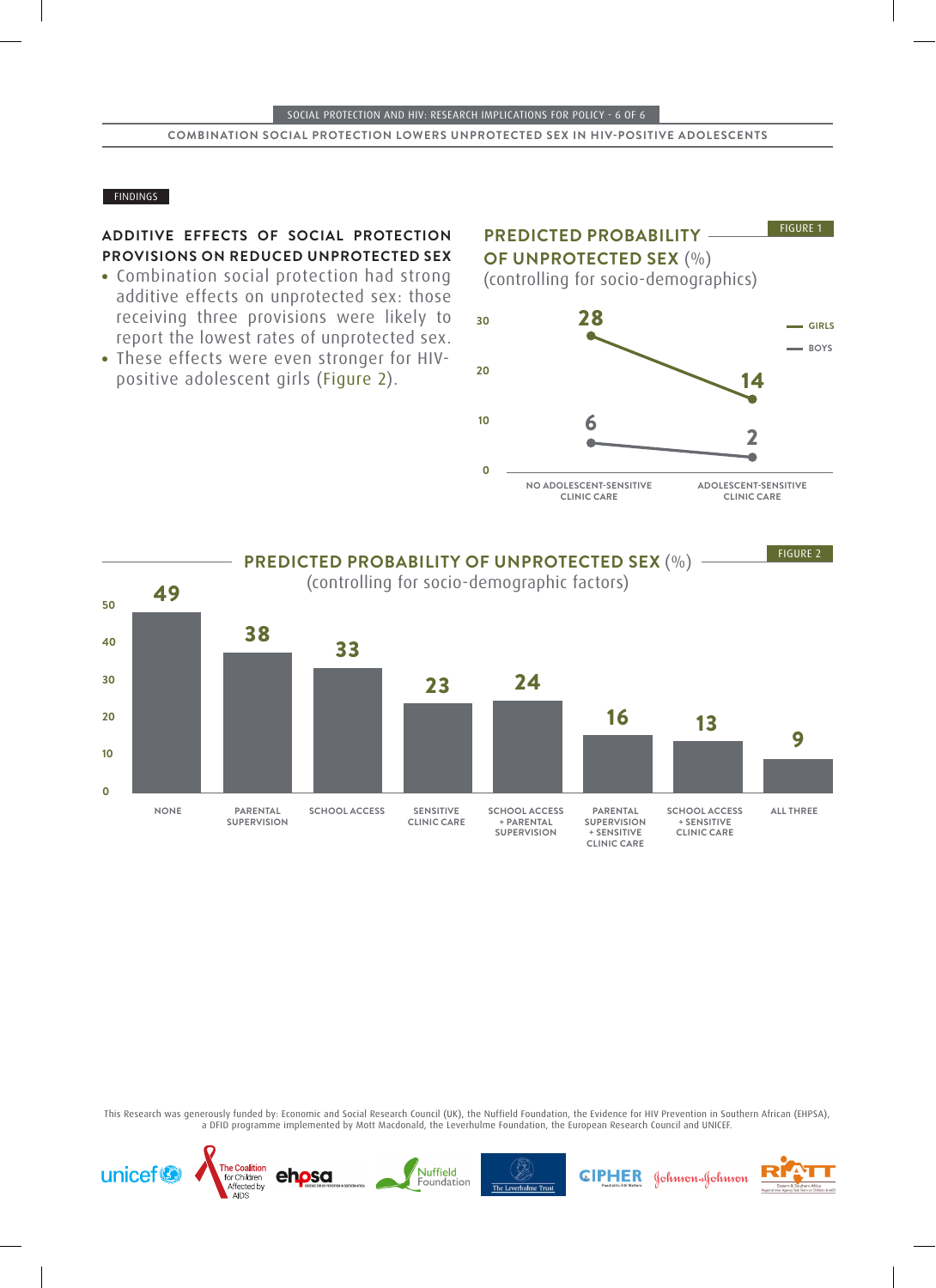COMBINATION SOCIAL PROTECTION LOWERS UNPROTECTED SEX IN HIV-POSITIVE ADOLESCENTS

FINDINGS

## ADDITIVE EFFECTS OF SOCIAL PROTECTION PROVISIONS ON REDUCED UNPROTECTED SEX

- Combination social protection had strong additive effects on unprotected sex: those receiving three provisions were likely to report the lowest rates of unprotected sex.
- These effects were even stronger for HIV-positive adolescent girls (Figure 2).

FIGURE 1

**PREDICTED PROBABILITY OF UNPROTECTED SEX** (%)
(controlling for socio-demographics)

30
20
10
0

28
14
6
2

GIRLS
BOYS

NO ADOLESCENT-SENSITIVE CLINIC CARE
ADOLESCENT-SENSITIVE CLINIC CARE

FIGURE 2

**PREDICTED PROBABILITY OF UNPROTECTED SEX** (%)
(controlling for socio-demographic factors)

50
40
30
20
10
0

49
38
33
23
24
16
13
9

NONE
PARENTAL SUPERVISION
SCHOOL ACCESS
SENSITIVE CLINIC CARE
SCHOOL ACCESS + PARENTAL SUPERVISION
PARENTAL SUPERVISION + SENSITIVE CLINIC CARE
SCHOOL ACCESS + SENSITIVE CLINIC CARE
ALL THREE

This Research was generously funded by: Economic and Social Research Council (UK), the Nuffield Foundation, the Evidence for HIV Prevention in Southern African (EHPSA), a DFID programme implemented by Mott Macdonald, the Leverhulme Foundation, the European Research Council and UNICEF.